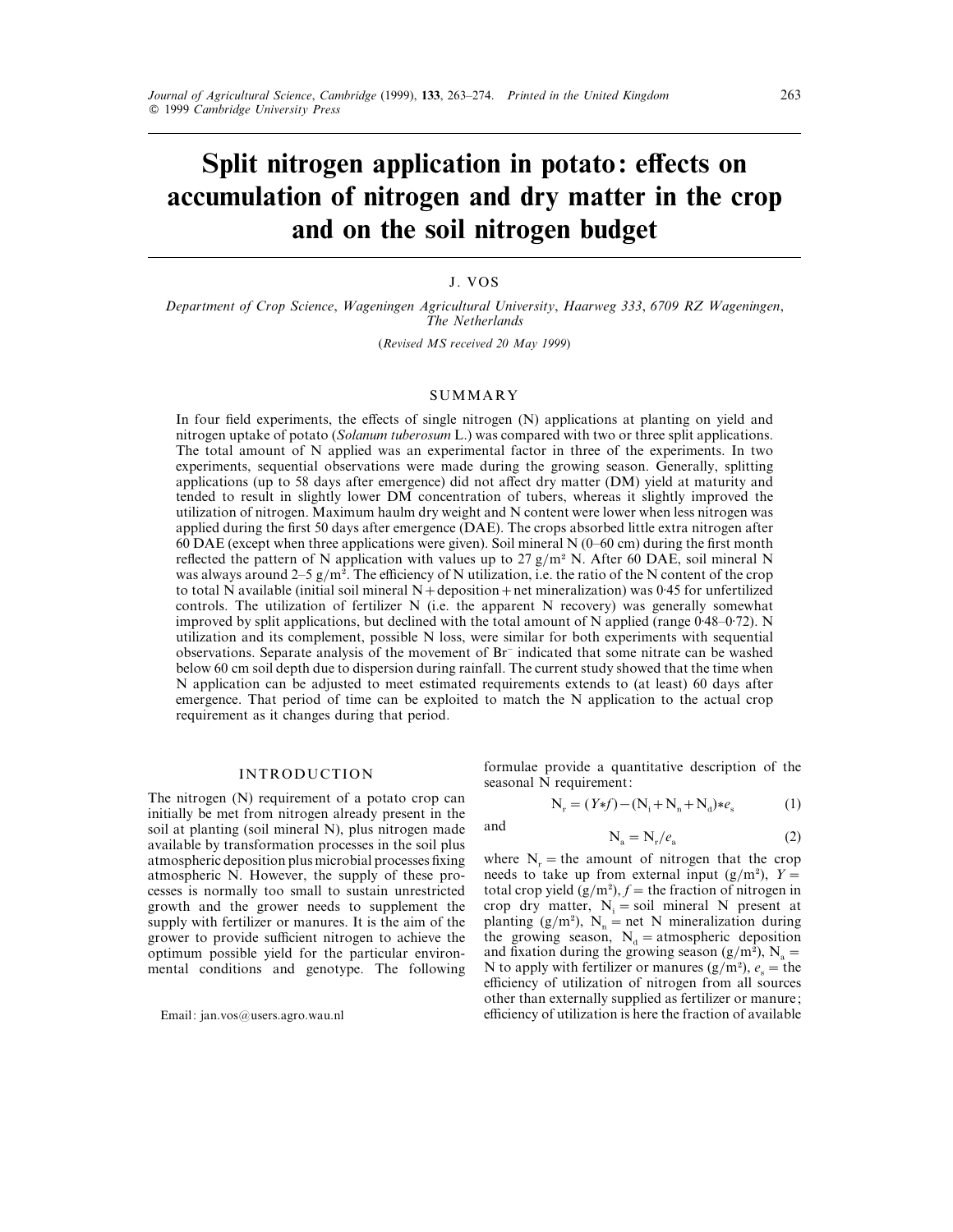# Split nitrogen application in potato: effects on accumulation of nitrogen and dry matter in the crop and on the soil nitrogen budget

J. VOS

*Department of Crop Science, Wageningen Agricultural University, Haarweg 333, 6709 RZ Wageningen, The Netherlands*

(*Revised MS received 20 May 1999*)

## SUMMARY

In four field experiments, the effects of single nitrogen (N) applications at planting on yield and nitrogen uptake of potato (*Solanum tuberosum* L.) was compared with two or three split applications. The total amount of N applied was an experimental factor in three of the experiments. In two experiments, sequential observations were made during the growing season. Generally, splitting applications (up to 58 days after emergence) did not affect dry matter (DM) yield at maturity and tended to result in slightly lower DM concentration of tubers, whereas it slightly improved the utilization of nitrogen. Maximum haulm dry weight and N content were lower when less nitrogen was applied during the first 50 days after emergence (DAE). The crops absorbed little extra nitrogen after 60 DAE (except when three applications were given). Soil mineral N (0–60 cm) during the first month reflected the pattern of N application with values up to 27 g/m² N. After 60 DAE, soil mineral N was always around 2–5 g/m². The efficiency of N utilization, i.e. the ratio of the N content of the crop to total N available (initial soil mineral N + deposition + net mineralization) was 0·45 for unfertilized controls. The utilization of fertilizer N (i.e. the apparent N recovery) was generally somewhat improved by split applications, but declined with the total amount of N applied (range 0·48–0·72). N utilization and its complement, possible N loss, were similar for both experiments with sequential observations. Separate analysis of the movement of $Br^-$ indicated that some nitrate can be washed below 60 cm soil depth due to dispersion during rainfall. The current study showed that the time when N application can be adjusted to meet estimated requirements extends to (at least) 60 days after emergence. That period of time can be exploited to match the N application to the actual crop requirement as it changes during that period.

## INTRODUCTION

The nitrogen (N) requirement of a potato crop can initially be met from nitrogen already present in the soil at planting (soil mineral N), plus nitrogen made available by transformation processes in the soil plus atmospheric deposition plus microbial processes fixing atmospheric N. However, the supply of these processes is normally too small to sustain unrestricted growth and the grower needs to supplement the supply with fertilizer or manures. It is the aim of the grower to provide sufficient nitrogen to achieve the optimum possible yield for the particular environmental conditions and genotype. The following formulae provide a quantitative description of the seasonal N requirement:

$$N_r = (Y*f) - (N_i + N_n + N_d)*e_s \quad (1)$$

and

$$N_a = N_r/e_a \quad (2)$$

where $N_r$ = the amount of nitrogen that the crop needs to take up from external input (g/m²), $Y$ = total crop yield (g/m²), $f$ = the fraction of nitrogen in crop dry matter, $N_i$ = soil mineral N present at planting (g/m²), $N_n$ = net N mineralization during the growing season, $N_d$ = atmospheric deposition and fixation during the growing season (g/m²), $N_a$ = N to apply with fertilizer or manures (g/m²), $e_s$ = the efficiency of utilization of nitrogen from all sources other than externally supplied as fertilizer or manure; efficiency of utilization is here the fraction of available

Email: jan.vos@users.agro.wau.nl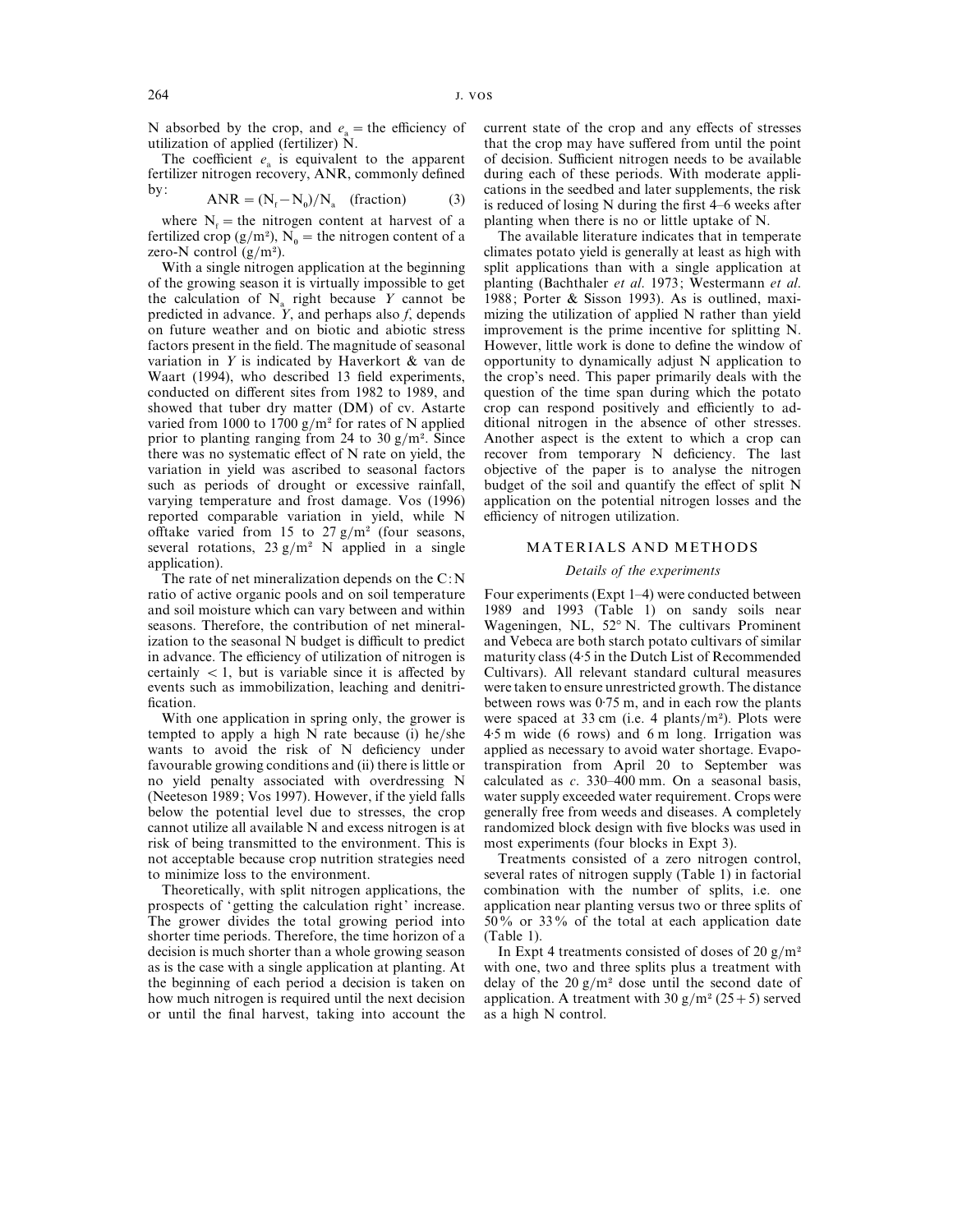N absorbed by the crop, and $e_a$ = the efficiency of utilization of applied (fertilizer) N.

The coefficient $e_a$ is equivalent to the apparent fertilizer nitrogen recovery, ANR, commonly defined by:

$$\text{ANR} = (N_f - N_0)/N_a \quad \text{(fraction)} \qquad (3)$$

where $N_f$ = the nitrogen content at harvest of a fertilized crop (g/m²), $N_0$ = the nitrogen content of a zero-N control (g/m²).

With a single nitrogen application at the beginning of the growing season it is virtually impossible to get the calculation of $N_a$ right because *Y* cannot be predicted in advance. *Y*, and perhaps also *f*, depends on future weather and on biotic and abiotic stress factors present in the field. The magnitude of seasonal variation in *Y* is indicated by Haverkort & van de Waart (1994), who described 13 field experiments, conducted on different sites from 1982 to 1989, and showed that tuber dry matter (DM) of cv. Astarte varied from 1000 to 1700 g/m² for rates of N applied prior to planting ranging from 24 to 30 g/m². Since there was no systematic effect of N rate on yield, the variation in yield was ascribed to seasonal factors such as periods of drought or excessive rainfall, varying temperature and frost damage. Vos (1996) reported comparable variation in yield, while N offtake varied from 15 to 27 g/m² (four seasons, several rotations, 23 g/m² N applied in a single application).

The rate of net mineralization depends on the C:N ratio of active organic pools and on soil temperature and soil moisture which can vary between and within seasons. Therefore, the contribution of net mineralization to the seasonal N budget is difficult to predict in advance. The efficiency of utilization of nitrogen is certainly $< 1$, but is variable since it is affected by events such as immobilization, leaching and denitrification.

With one application in spring only, the grower is tempted to apply a high N rate because (i) he/she wants to avoid the risk of N deficiency under favourable growing conditions and (ii) there is little or no yield penalty associated with overdressing N (Neeteson 1989; Vos 1997). However, if the yield falls below the potential level due to stresses, the crop cannot utilize all available N and excess nitrogen is at risk of being transmitted to the environment. This is not acceptable because crop nutrition strategies need to minimize loss to the environment.

Theoretically, with split nitrogen applications, the prospects of 'getting the calculation right' increase. The grower divides the total growing period into shorter time periods. Therefore, the time horizon of a decision is much shorter than a whole growing season as is the case with a single application at planting. At the beginning of each period a decision is taken on how much nitrogen is required until the next decision or until the final harvest, taking into account the current state of the crop and any effects of stresses that the crop may have suffered from until the point of decision. Sufficient nitrogen needs to be available during each of these periods. With moderate applications in the seedbed and later supplements, the risk is reduced of losing N during the first 4–6 weeks after planting when there is no or little uptake of N.

The available literature indicates that in temperate climates potato yield is generally at least as high with split applications than with a single application at planting (Bachthaler *et al.* 1973; Westermann *et al.* 1988; Porter & Sisson 1993). As is outlined, maximizing the utilization of applied N rather than yield improvement is the prime incentive for splitting N. However, little work is done to define the window of opportunity to dynamically adjust N application to the crop's need. This paper primarily deals with the question of the time span during which the potato crop can respond positively and efficiently to additional nitrogen in the absence of other stresses. Another aspect is the extent to which a crop can recover from temporary N deficiency. The last objective of the paper is to analyse the nitrogen budget of the soil and quantify the effect of split N application on the potential nitrogen losses and the efficiency of nitrogen utilization.

## MATERIALS AND METHODS

### *Details of the experiments*

Four experiments (Expt 1–4) were conducted between 1989 and 1993 (Table 1) on sandy soils near Wageningen, NL, 52° N. The cultivars Prominent and Vebeca are both starch potato cultivars of similar maturity class (4·5 in the Dutch List of Recommended Cultivars). All relevant standard cultural measures were taken to ensure unrestricted growth. The distance between rows was 0·75 m, and in each row the plants were spaced at 33 cm (i.e. 4 plants/m²). Plots were 4·5 m wide (6 rows) and 6 m long. Irrigation was applied as necessary to avoid water shortage. Evapotranspiration from April 20 to September was calculated as *c*. 330–400 mm. On a seasonal basis, water supply exceeded water requirement. Crops were generally free from weeds and diseases. A completely randomized block design with five blocks was used in most experiments (four blocks in Expt 3).

Treatments consisted of a zero nitrogen control, several rates of nitrogen supply (Table 1) in factorial combination with the number of splits, i.e. one application near planting versus two or three splits of 50% or 33% of the total at each application date (Table 1).

In Expt 4 treatments consisted of doses of 20 g/m² with one, two and three splits plus a treatment with delay of the 20 g/m² dose until the second date of application. A treatment with 30 g/m² (25+5) served as a high N control.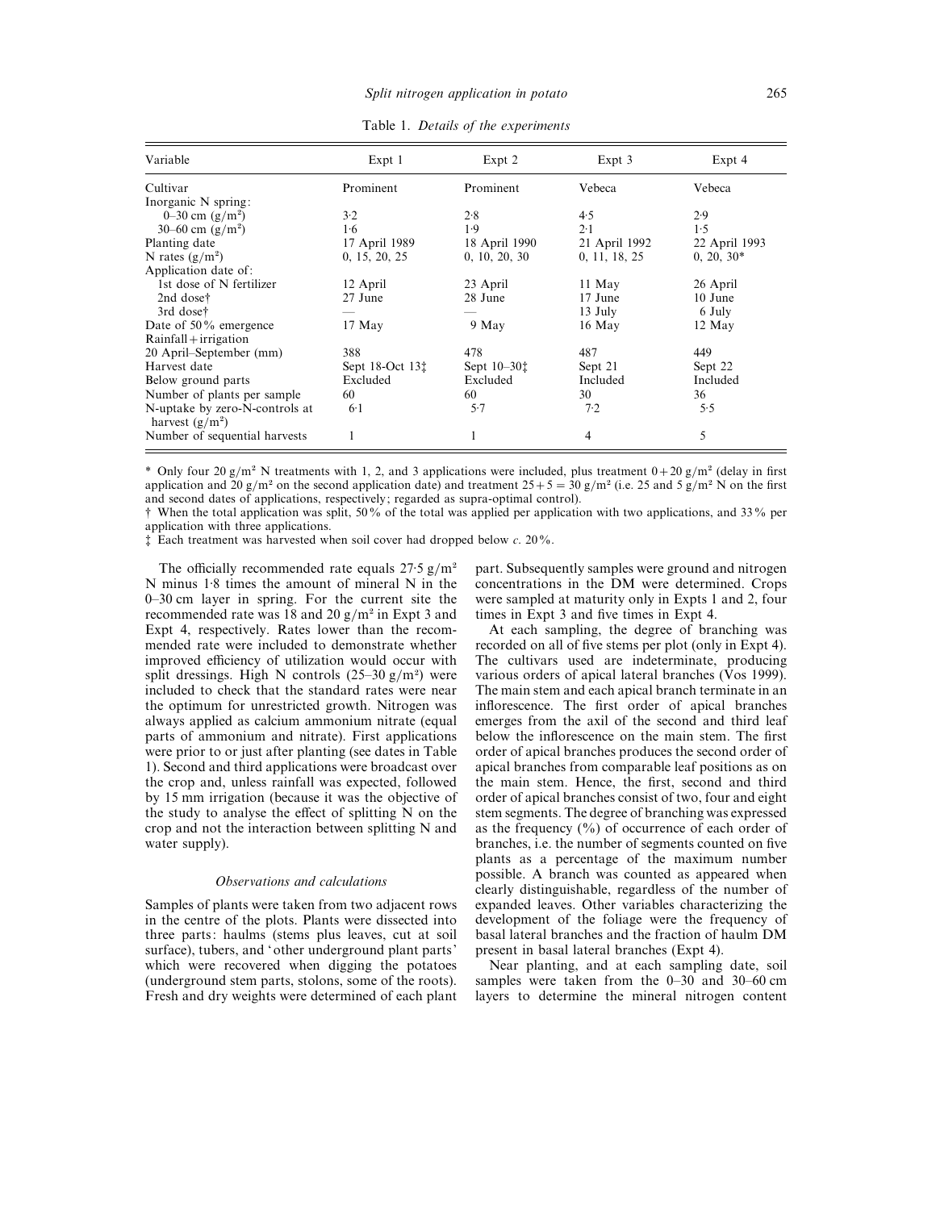Table 1. *Details of the experiments*

| Variable | Expt 1 | Expt 2 | Expt 3 | Expt 4 |
|---|---|---|---|---|
| Cultivar | Prominent | Prominent | Vebeca | Vebeca |
| Inorganic N spring: | | | | |
| 0–30 cm (g/m²) | 3·2 | 2·8 | 4·5 | 2·9 |
| 30–60 cm (g/m²) | 1·6 | 1·9 | 2·1 | 1·5 |
| Planting date | 17 April 1989 | 18 April 1990 | 21 April 1992 | 22 April 1993 |
| N rates (g/m²) | 0, 15, 20, 25 | 0, 10, 20, 30 | 0, 11, 18, 25 | 0, 20, 30* |
| Application date of: | | | | |
| 1st dose of N fertilizer | 12 April | 23 April | 11 May | 26 April |
| 2nd dose† | 27 June | 28 June | 17 June | 10 June |
| 3rd dose† | — | — | 13 July | 6 July |
| Date of 50% emergence | 17 May | 9 May | 16 May | 12 May |
| Rainfall + irrigation | | | | |
| 20 April–September (mm) | 388 | 478 | 487 | 449 |
| Harvest date | Sept 18-Oct 13‡ | Sept 10–30‡ | Sept 21 | Sept 22 |
| Below ground parts | Excluded | Excluded | Included | Included |
| Number of plants per sample | 60 | 60 | 30 | 36 |
| N-uptake by zero-N-controls at harvest (g/m²) | 6·1 | 5·7 | 7·2 | 5·5 |
| Number of sequential harvests | 1 | 1 | 4 | 5 |

\* Only four 20 g/m² N treatments with 1, 2, and 3 applications were included, plus treatment 0+20 g/m² (delay in first application and 20 g/m² on the second application date) and treatment 25+5 = 30 g/m² (i.e. 25 and 5 g/m² N on the first and second dates of applications, respectively; regarded as supra-optimal control).

† When the total application was split, 50% of the total was applied per application with two applications, and 33% per application with three applications.

‡ Each treatment was harvested when soil cover had dropped below *c.* 20%.

The officially recommended rate equals 27·5 g/m² N minus 1·8 times the amount of mineral N in the 0–30 cm layer in spring. For the current site the recommended rate was 18 and 20 g/m² in Expt 3 and Expt 4, respectively. Rates lower than the recommended rate were included to demonstrate whether improved efficiency of utilization would occur with split dressings. High N controls (25–30 g/m²) were included to check that the standard rates were near the optimum for unrestricted growth. Nitrogen was always applied as calcium ammonium nitrate (equal parts of ammonium and nitrate). First applications were prior to or just after planting (see dates in Table 1). Second and third applications were broadcast over the crop and, unless rainfall was expected, followed by 15 mm irrigation (because it was the objective of the study to analyse the effect of splitting N on the crop and not the interaction between splitting N and water supply).

### *Observations and calculations*

Samples of plants were taken from two adjacent rows in the centre of the plots. Plants were dissected into three parts: haulms (stems plus leaves, cut at soil surface), tubers, and 'other underground plant parts' which were recovered when digging the potatoes (underground stem parts, stolons, some of the roots). Fresh and dry weights were determined of each plant part. Subsequently samples were ground and nitrogen concentrations in the DM were determined. Crops were sampled at maturity only in Expts 1 and 2, four times in Expt 3 and five times in Expt 4.

At each sampling, the degree of branching was recorded on all of five stems per plot (only in Expt 4). The cultivars used are indeterminate, producing various orders of apical lateral branches (Vos 1999). The main stem and each apical branch terminate in an inflorescence. The first order of apical branches emerges from the axil of the second and third leaf below the inflorescence on the main stem. The first order of apical branches produces the second order of apical branches from comparable leaf positions as on the main stem. Hence, the first, second and third order of apical branches consist of two, four and eight stem segments. The degree of branching was expressed as the frequency (%) of occurrence of each order of branches, i.e. the number of segments counted on five plants as a percentage of the maximum number possible. A branch was counted as appeared when clearly distinguishable, regardless of the number of expanded leaves. Other variables characterizing the development of the foliage were the frequency of basal lateral branches and the fraction of haulm DM present in basal lateral branches (Expt 4).

Near planting, and at each sampling date, soil samples were taken from the 0–30 and 30–60 cm layers to determine the mineral nitrogen content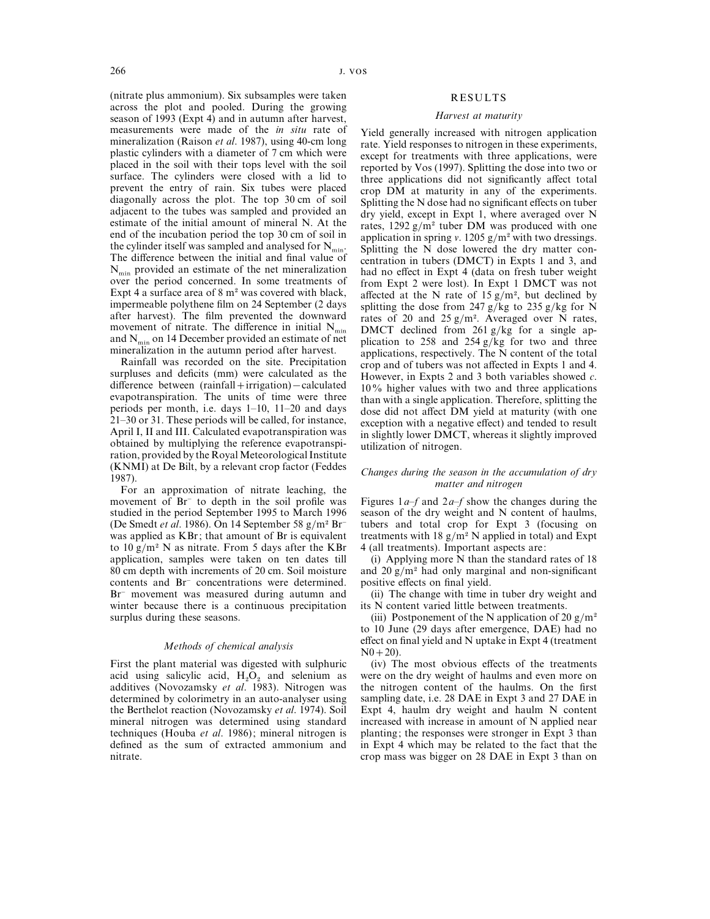(nitrate plus ammonium). Six subsamples were taken across the plot and pooled. During the growing season of 1993 (Expt 4) and in autumn after harvest, measurements were made of the *in situ* rate of mineralization (Raison *et al*. 1987), using 40-cm long plastic cylinders with a diameter of 7 cm which were placed in the soil with their tops level with the soil surface. The cylinders were closed with a lid to prevent the entry of rain. Six tubes were placed diagonally across the plot. The top 30 cm of soil adjacent to the tubes was sampled and provided an estimate of the initial amount of mineral N. At the end of the incubation period the top 30 cm of soil in the cylinder itself was sampled and analysed for $N_{min}$. The difference between the initial and final value of $N_{min}$ provided an estimate of the net mineralization over the period concerned. In some treatments of Expt 4 a surface area of 8 $m^2$ was covered with black, impermeable polythene film on 24 September (2 days after harvest). The film prevented the downward movement of nitrate. The difference in initial $N_{min}$ and $N_{min}$ on 14 December provided an estimate of net mineralization in the autumn period after harvest.

Rainfall was recorded on the site. Precipitation surpluses and deficits (mm) were calculated as the difference between (rainfall + irrigation) − calculated evapotranspiration. The units of time were three periods per month, i.e. days 1–10, 11–20 and days 21–30 or 31. These periods will be called, for instance, April I, II and III. Calculated evapotranspiration was obtained by multiplying the reference evapotranspiration, provided by the Royal Meteorological Institute (KNMI) at De Bilt, by a relevant crop factor (Feddes 1987).

For an approximation of nitrate leaching, the movement of $Br^-$ to depth in the soil profile was studied in the period September 1995 to March 1996 (De Smedt *et al*. 1986). On 14 September 58 g/$m^2$ $Br^-$ was applied as KBr; that amount of Br is equivalent to 10 g/$m^2$ N as nitrate. From 5 days after the KBr application, samples were taken on ten dates till 80 cm depth with increments of 20 cm. Soil moisture contents and $Br^-$ concentrations were determined. $Br^-$ movement was measured during autumn and winter because there is a continuous precipitation surplus during these seasons.

### *Methods of chemical analysis*

First the plant material was digested with sulphuric acid using salicylic acid, $H_2O_2$ and selenium as additives (Novozamsky *et al*. 1983). Nitrogen was determined by colorimetry in an auto-analyser using the Berthelot reaction (Novozamsky *et al*. 1974). Soil mineral nitrogen was determined using standard techniques (Houba *et al*. 1986); mineral nitrogen is defined as the sum of extracted ammonium and nitrate.

## RESULTS

### *Harvest at maturity*

Yield generally increased with nitrogen application rate. Yield responses to nitrogen in these experiments, except for treatments with three applications, were reported by Vos (1997). Splitting the dose into two or three applications did not significantly affect total crop DM at maturity in any of the experiments. Splitting the N dose had no significant effects on tuber dry yield, except in Expt 1, where averaged over N rates, 1292 g/$m^2$ tuber DM was produced with one application in spring *v*. 1205 g/$m^2$ with two dressings. Splitting the N dose lowered the dry matter concentration in tubers (DMCT) in Expts 1 and 3, and had no effect in Expt 4 (data on fresh tuber weight from Expt 2 were lost). In Expt 1 DMCT was not affected at the N rate of 15 g/$m^2$, but declined by splitting the dose from 247 g/kg to 235 g/kg for N rates of 20 and 25 g/$m^2$. Averaged over N rates, DMCT declined from 261 g/kg for a single application to 258 and 254 g/kg for two and three applications, respectively. The N content of the total crop and of tubers was not affected in Expts 1 and 4. However, in Expts 2 and 3 both variables showed *c*. 10% higher values with two and three applications than with a single application. Therefore, splitting the dose did not affect DM yield at maturity (with one exception with a negative effect) and tended to result in slightly lower DMCT, whereas it slightly improved utilization of nitrogen.

### *Changes during the season in the accumulation of dry matter and nitrogen*

Figures 1*a–f* and 2*a–f* show the changes during the season of the dry weight and N content of haulms, tubers and total crop for Expt 3 (focusing on treatments with 18 g/$m^2$ N applied in total) and Expt 4 (all treatments). Important aspects are:

(i) Applying more N than the standard rates of 18 and 20 g/$m^2$ had only marginal and non-significant positive effects on final yield.

(ii) The change with time in tuber dry weight and its N content varied little between treatments.

(iii) Postponement of the N application of 20 g/$m^2$ to 10 June (29 days after emergence, DAE) had no effect on final yield and N uptake in Expt 4 (treatment N0 + 20).

(iv) The most obvious effects of the treatments were on the dry weight of haulms and even more on the nitrogen content of the haulms. On the first sampling date, i.e. 28 DAE in Expt 3 and 27 DAE in Expt 4, haulm dry weight and haulm N content increased with increase in amount of N applied near planting; the responses were stronger in Expt 3 than in Expt 4 which may be related to the fact that the crop mass was bigger on 28 DAE in Expt 3 than on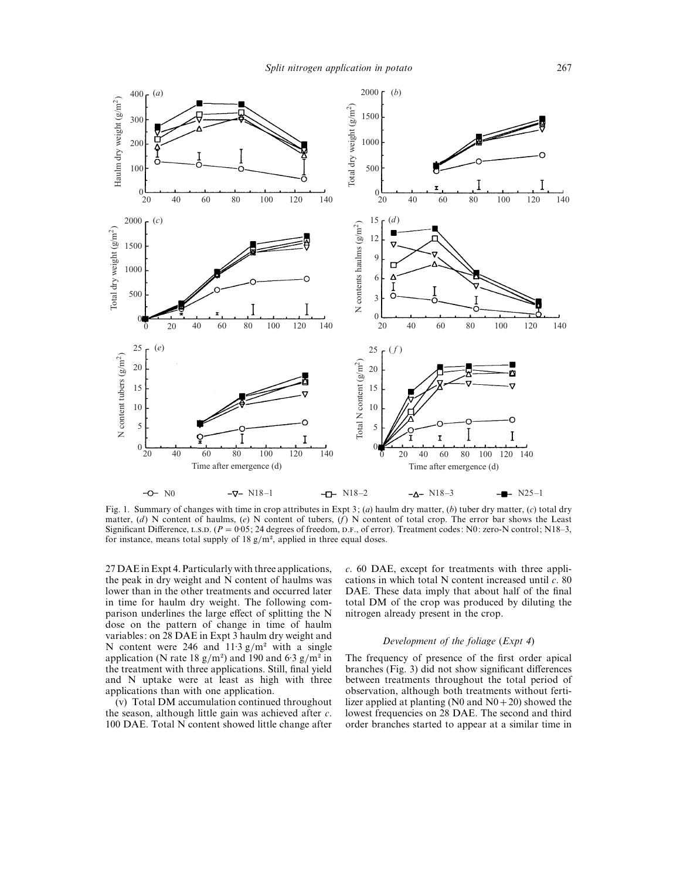Fig. 1. Summary of changes with time in crop attributes in Expt 3; (*a*) haulm dry matter, (*b*) tuber dry matter, (*c*) total dry matter, (*d*) N content of haulms, (*e*) N content of tubers, (*f*) N content of total crop. The error bar shows the Least Significant Difference, L.S.D. ($P = 0.05$; 24 degrees of freedom, D.F., of error). Treatment codes: N0: zero-N control; N18–3, for instance, means total supply of 18 g/m², applied in three equal doses.

27 DAE in Expt 4. Particularly with three applications, the peak in dry weight and N content of haulms was lower than in the other treatments and occurred later in time for haulm dry weight. The following comparison underlines the large effect of splitting the N dose on the pattern of change in time of haulm variables: on 28 DAE in Expt 3 haulm dry weight and N content were 246 and 11·3 g/m² with a single application (N rate 18 g/m²) and 190 and 6·3 g/m² in the treatment with three applications. Still, final yield and N uptake were at least as high with three applications than with one application.

(v) Total DM accumulation continued throughout the season, although little gain was achieved after *c*. 100 DAE. Total N content showed little change after *c*. 60 DAE, except for treatments with three applications in which total N content increased until *c*. 80 DAE. These data imply that about half of the final total DM of the crop was produced by diluting the nitrogen already present in the crop.

### *Development of the foliage* (*Expt 4*)

The frequency of presence of the first order apical branches (Fig. 3) did not show significant differences between treatments throughout the total period of observation, although both treatments without fertilizer applied at planting (N0 and N0+20) showed the lowest frequencies on 28 DAE. The second and third order branches started to appear at a similar time in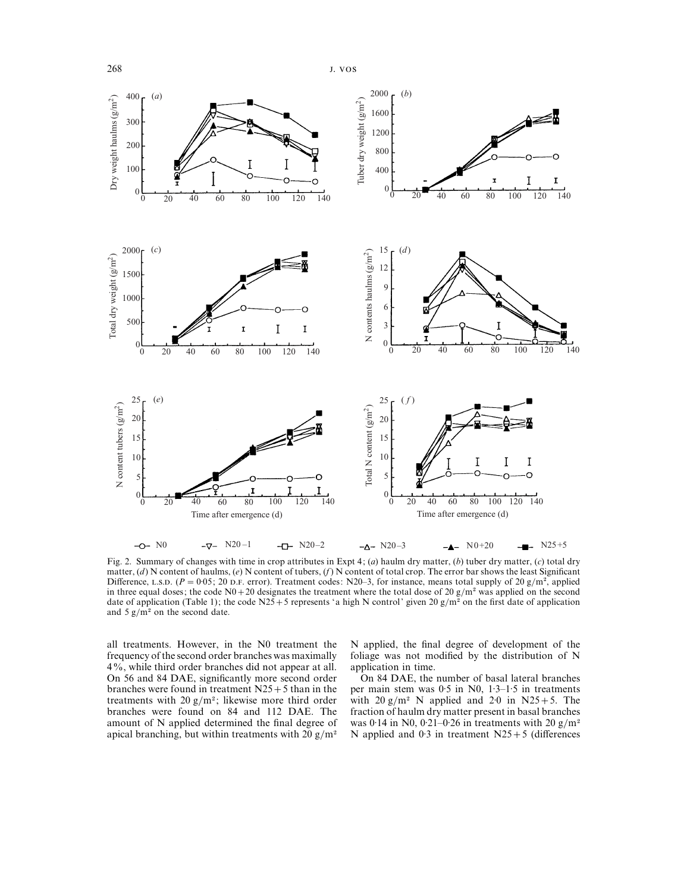Fig. 2. Summary of changes with time in crop attributes in Expt 4; (*a*) haulm dry matter, (*b*) tuber dry matter, (*c*) total dry matter, (*d*) N content of haulms, (*e*) N content of tubers, (*f*) N content of total crop. The error bar shows the least Significant Difference, L.S.D. ($P = 0.05$; 20 D.F. error). Treatment codes: N20–3, for instance, means total supply of 20 g/m², applied in three equal doses; the code N0+20 designates the treatment where the total dose of 20 g/m² was applied on the second date of application (Table 1); the code N25+5 represents 'a high N control' given 20 g/m² on the first date of application and 5 g/m² on the second date.

all treatments. However, in the N0 treatment the frequency of the second order branches was maximally 4%, while third order branches did not appear at all. On 56 and 84 DAE, significantly more second order branches were found in treatment N25+5 than in the treatments with 20 g/m²; likewise more third order branches were found on 84 and 112 DAE. The amount of N applied determined the final degree of apical branching, but within treatments with 20 g/m² N applied, the final degree of development of the foliage was not modified by the distribution of N application in time.

On 84 DAE, the number of basal lateral branches per main stem was 0·5 in N0, 1·3–1·5 in treatments with 20 g/m² N applied and 2·0 in N25+5. The fraction of haulm dry matter present in basal branches was 0·14 in N0, 0·21–0·26 in treatments with 20 g/m² N applied and 0·3 in treatment N25+5 (differences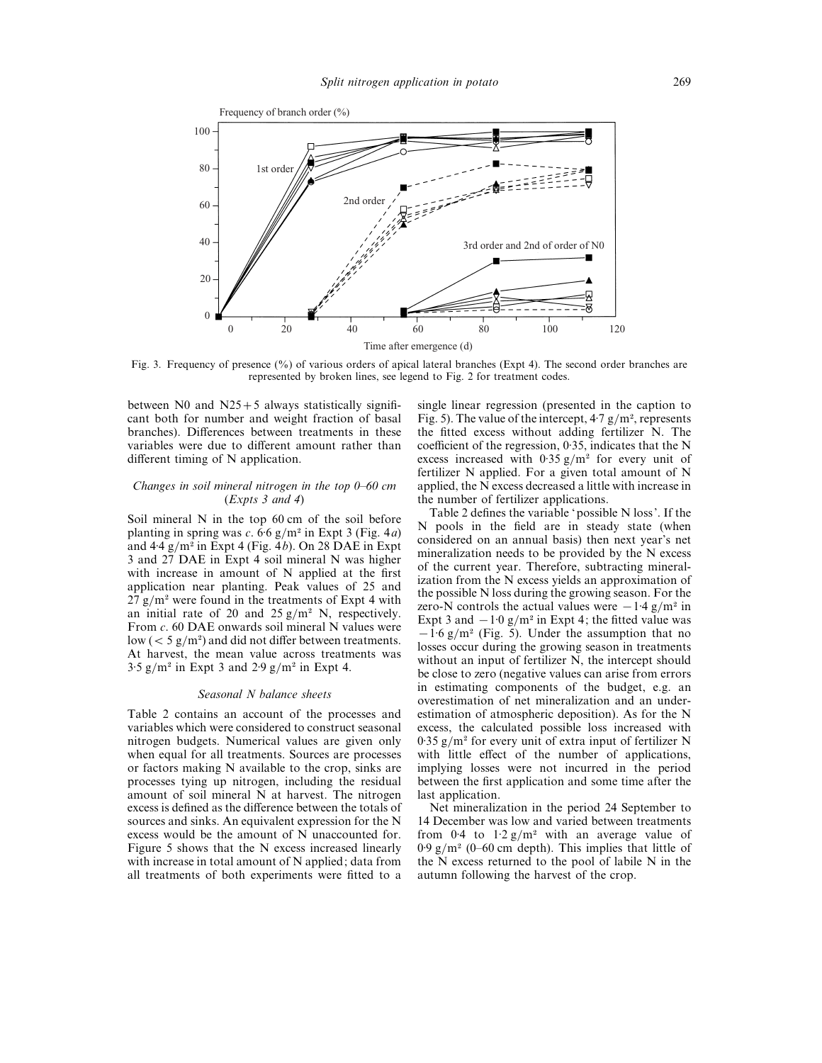Fig. 3. Frequency of presence (%) of various orders of apical lateral branches (Expt 4). The second order branches are represented by broken lines, see legend to Fig. 2 for treatment codes.

between N0 and N25+5 always statistically significant both for number and weight fraction of basal branches). Differences between treatments in these variables were due to different amount rather than different timing of N application.

### *Changes in soil mineral nitrogen in the top 0–60 cm (Expts 3 and 4)*

Soil mineral N in the top 60 cm of the soil before planting in spring was *c.* 6·6 g/m² in Expt 3 (Fig. 4*a*) and 4·4 g/m² in Expt 4 (Fig. 4*b*). On 28 DAE in Expt 3 and 27 DAE in Expt 4 soil mineral N was higher with increase in amount of N applied at the first application near planting. Peak values of 25 and 27 g/m² were found in the treatments of Expt 4 with an initial rate of 20 and 25 g/m² N, respectively. From *c.* 60 DAE onwards soil mineral N values were low (< 5 g/m²) and did not differ between treatments. At harvest, the mean value across treatments was 3·5 g/m² in Expt 3 and 2·9 g/m² in Expt 4.

### *Seasonal N balance sheets*

Table 2 contains an account of the processes and variables which were considered to construct seasonal nitrogen budgets. Numerical values are given only when equal for all treatments. Sources are processes or factors making N available to the crop, sinks are processes tying up nitrogen, including the residual amount of soil mineral N at harvest. The nitrogen excess is defined as the difference between the totals of sources and sinks. An equivalent expression for the N excess would be the amount of N unaccounted for. Figure 5 shows that the N excess increased linearly with increase in total amount of N applied; data from all treatments of both experiments were fitted to a single linear regression (presented in the caption to Fig. 5). The value of the intercept, 4·7 g/m², represents the fitted excess without adding fertilizer N. The coefficient of the regression, 0·35, indicates that the N excess increased with 0·35 g/m² for every unit of fertilizer N applied. For a given total amount of N applied, the N excess decreased a little with increase in the number of fertilizer applications.

Table 2 defines the variable 'possible N loss'. If the N pools in the field are in steady state (when considered on an annual basis) then next year's net mineralization needs to be provided by the N excess of the current year. Therefore, subtracting mineralization from the N excess yields an approximation of the possible N loss during the growing season. For the zero-N controls the actual values were −1·4 g/m² in Expt 3 and −1·0 g/m² in Expt 4; the fitted value was −1·6 g/m² (Fig. 5). Under the assumption that no losses occur during the growing season in treatments without an input of fertilizer N, the intercept should be close to zero (negative values can arise from errors in estimating components of the budget, e.g. an overestimation of net mineralization and an underestimation of atmospheric deposition). As for the N excess, the calculated possible loss increased with 0·35 g/m² for every unit of extra input of fertilizer N with little effect of the number of applications, implying losses were not incurred in the period between the first application and some time after the last application.

Net mineralization in the period 24 September to 14 December was low and varied between treatments from 0·4 to 1·2 g/m² with an average value of 0·9 g/m² (0–60 cm depth). This implies that little of the N excess returned to the pool of labile N in the autumn following the harvest of the crop.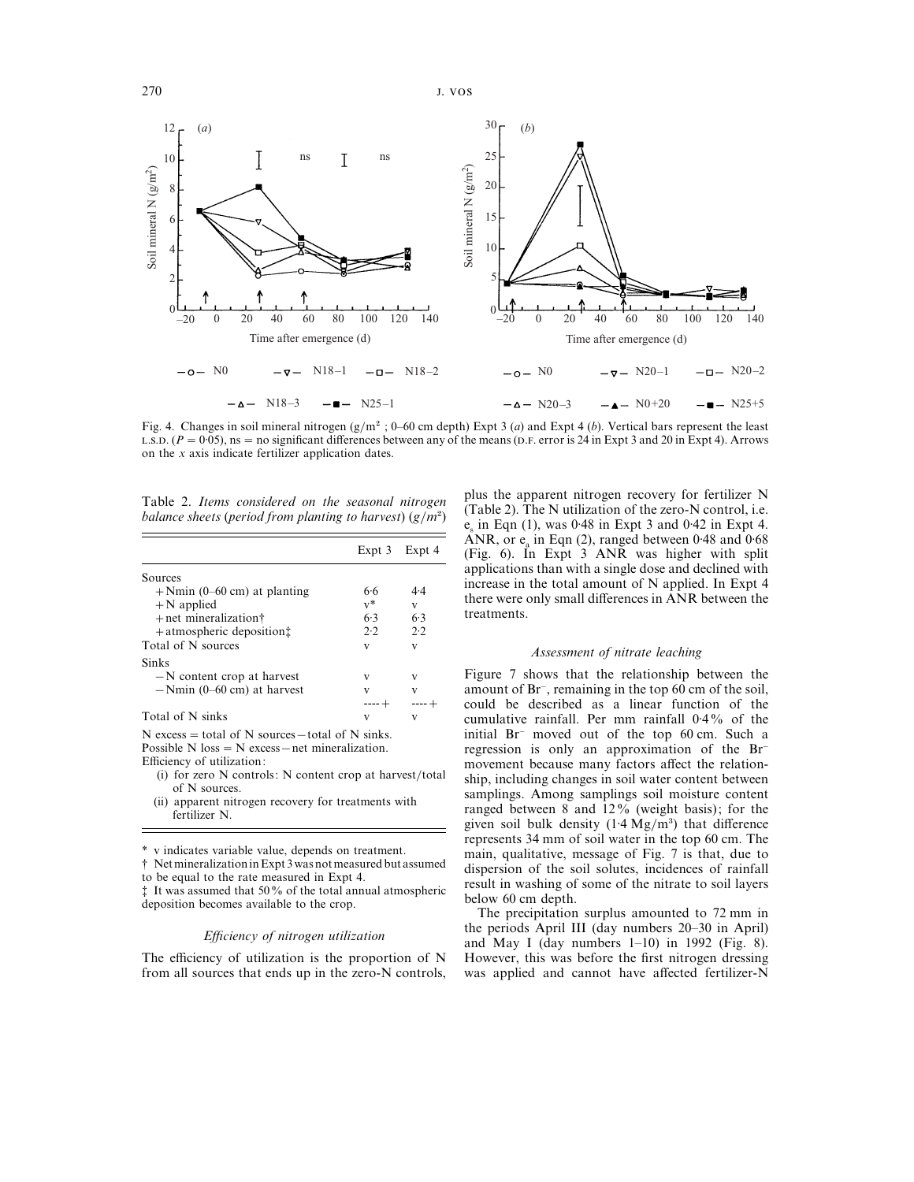Fig. 4. Changes in soil mineral nitrogen ($g/m^2$ ; 0–60 cm depth) Expt 3 (*a*) and Expt 4 (*b*). Vertical bars represent the least L.S.D. ($P = 0.05$), ns = no significant differences between any of the means (D.F. error is 24 in Expt 3 and 20 in Expt 4). Arrows on the *x* axis indicate fertilizer application dates.

Table 2. *Items considered on the seasonal nitrogen balance sheets (period from planting to harvest)* ($g/m^2$)

| | Expt 3 | Expt 4 |
|---|---|---|
| Sources | | |
| +Nmin (0–60 cm) at planting | 6·6 | 4·4 |
| +N applied | v* | v |
| +net mineralization† | 6·3 | 6·3 |
| +atmospheric deposition‡ | 2·2 | 2·2 |
| Total of N sources | v | v |
| Sinks | | |
| −N content crop at harvest | v | v |
| −Nmin (0–60 cm) at harvest | v | v |
| | ----+ | ----+ |
| Total of N sinks | v | v |

N excess = total of N sources − total of N sinks.
Possible N loss = N excess − net mineralization.
Efficiency of utilization:
(i) for zero N controls: N content crop at harvest/total of N sources.
(ii) apparent nitrogen recovery for treatments with fertilizer N.

\* v indicates variable value, depends on treatment.
† Net mineralization in Expt 3 was not measured but assumed to be equal to the rate measured in Expt 4.
‡ It was assumed that 50% of the total annual atmospheric deposition becomes available to the crop.

### *Efficiency of nitrogen utilization*

The efficiency of utilization is the proportion of N from all sources that ends up in the zero-N controls, plus the apparent nitrogen recovery for fertilizer N (Table 2). The N utilization of the zero-N control, i.e. $e_s$ in Eqn (1), was 0·48 in Expt 3 and 0·42 in Expt 4. ANR, or $e_a$ in Eqn (2), ranged between 0·48 and 0·68 (Fig. 6). In Expt 3 ANR was higher with split applications than with a single dose and declined with increase in the total amount of N applied. In Expt 4 there were only small differences in ANR between the treatments.

### *Assessment of nitrate leaching*

Figure 7 shows that the relationship between the amount of $Br^-$, remaining in the top 60 cm of the soil, could be described as a linear function of the cumulative rainfall. Per mm rainfall 0·4% of the initial $Br^-$ moved out of the top 60 cm. Such a regression is only an approximation of the $Br^-$ movement because many factors affect the relationship, including changes in soil water content between samplings. Among samplings soil moisture content ranged between 8 and 12% (weight basis); for the given soil bulk density ($1·4\ Mg/m^3$) that difference represents 34 mm of soil water in the top 60 cm. The main, qualitative, message of Fig. 7 is that, due to dispersion of the soil solutes, incidences of rainfall result in washing of some of the nitrate to soil layers below 60 cm depth.

The precipitation surplus amounted to 72 mm in the periods April III (day numbers 20–30 in April) and May I (day numbers 1–10) in 1992 (Fig. 8). However, this was before the first nitrogen dressing was applied and cannot have affected fertilizer-N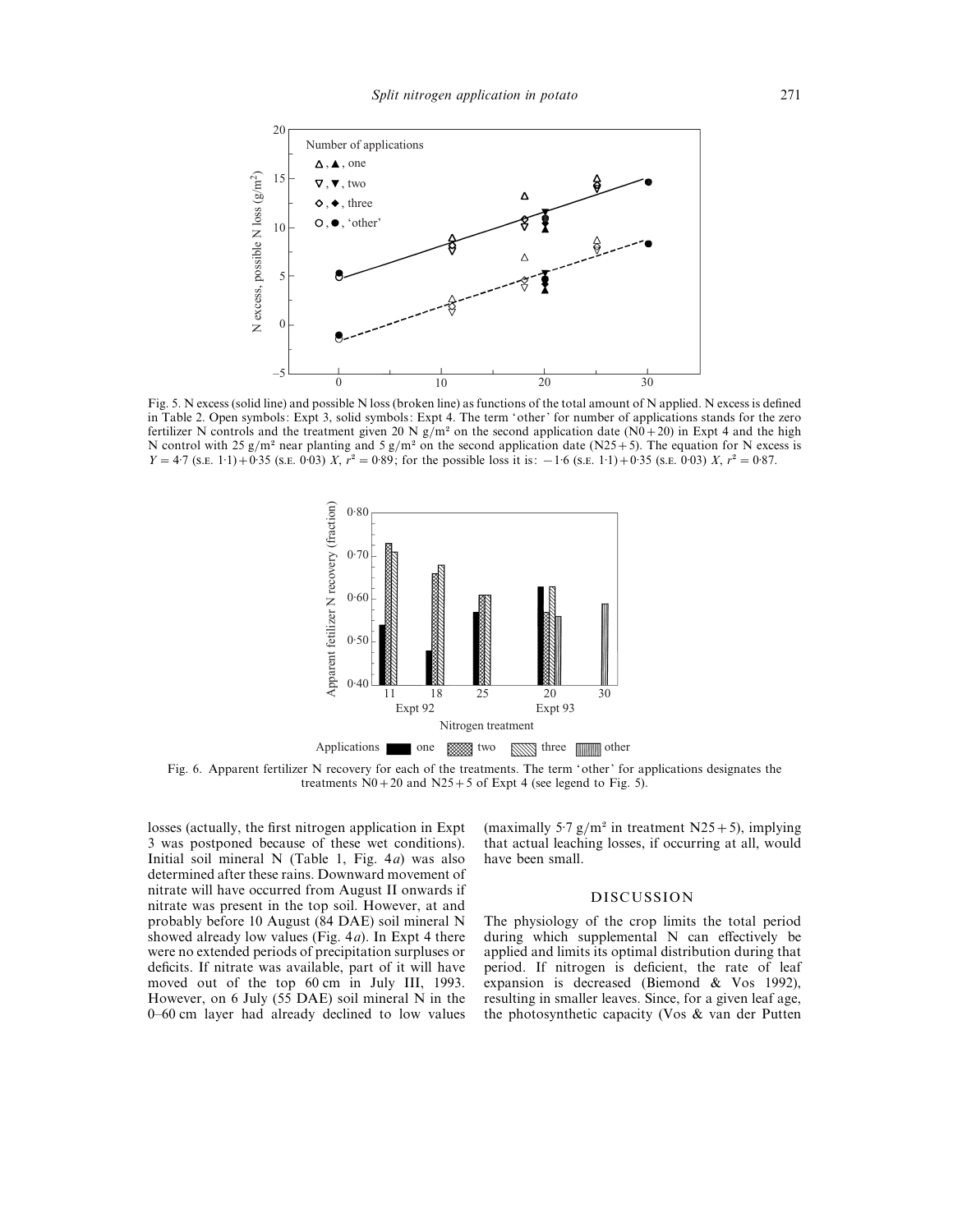Fig. 5. N excess (solid line) and possible N loss (broken line) as functions of the total amount of N applied. N excess is defined in Table 2. Open symbols: Expt 3, solid symbols: Expt 4. The term 'other' for number of applications stands for the zero fertilizer N controls and the treatment given 20 N g/m² on the second application date (N0+20) in Expt 4 and the high N control with 25 g/m² near planting and 5 g/m² on the second application date (N25+5). The equation for N excess is $Y = 4{\cdot}7$ (S.E. 1·1) + 0·35 (S.E. 0·03) $X$, $r^2 = 0{\cdot}89$; for the possible loss it is: $-1{\cdot}6$ (S.E. 1·1) + 0·35 (S.E. 0·03) $X$, $r^2 = 0{\cdot}87$.

Fig. 6. Apparent fertilizer N recovery for each of the treatments. The term 'other' for applications designates the treatments N0+20 and N25+5 of Expt 4 (see legend to Fig. 5).

losses (actually, the first nitrogen application in Expt 3 was postponed because of these wet conditions). Initial soil mineral N (Table 1, Fig. 4*a*) was also determined after these rains. Downward movement of nitrate will have occurred from August II onwards if nitrate was present in the top soil. However, at and probably before 10 August (84 DAE) soil mineral N showed already low values (Fig. 4*a*). In Expt 4 there were no extended periods of precipitation surpluses or deficits. If nitrate was available, part of it will have moved out of the top 60 cm in July III, 1993. However, on 6 July (55 DAE) soil mineral N in the 0–60 cm layer had already declined to low values (maximally 5·7 g/m² in treatment N25+5), implying that actual leaching losses, if occurring at all, would have been small.

## DISCUSSION

The physiology of the crop limits the total period during which supplemental N can effectively be applied and limits its optimal distribution during that period. If nitrogen is deficient, the rate of leaf expansion is decreased (Biemond & Vos 1992), resulting in smaller leaves. Since, for a given leaf age, the photosynthetic capacity (Vos & van der Putten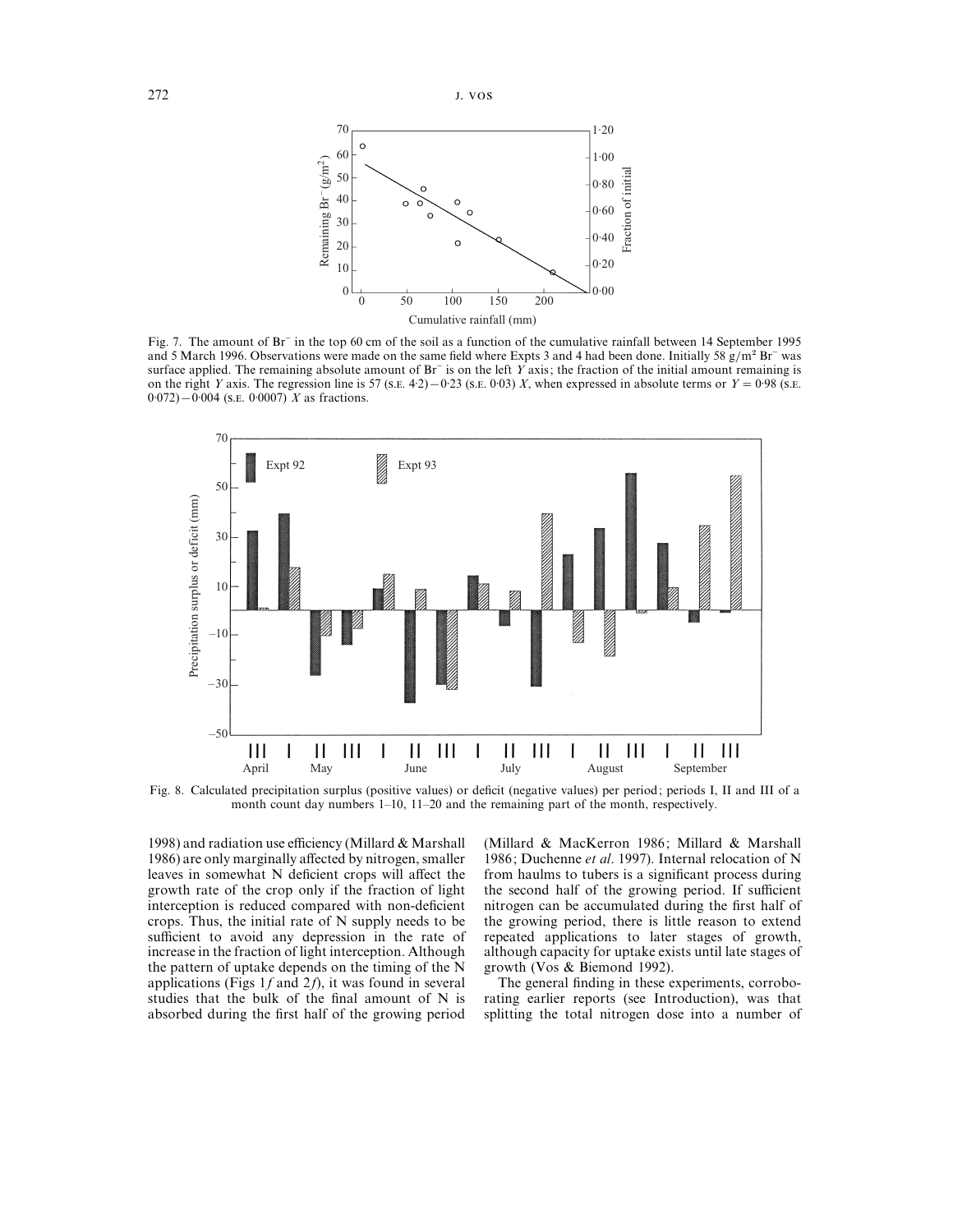Fig. 7. The amount of $Br^-$ in the top 60 cm of the soil as a function of the cumulative rainfall between 14 September 1995 and 5 March 1996. Observations were made on the same field where Expts 3 and 4 had been done. Initially 58 g/m² $Br^-$ was surface applied. The remaining absolute amount of $Br^-$ is on the left $Y$ axis; the fraction of the initial amount remaining is on the right $Y$ axis. The regression line is 57 (S.E. 4·2) − 0·23 (S.E. 0·03) $X$, when expressed in absolute terms or $Y = 0{\cdot}98$ (S.E. 0·072) − 0·004 (S.E. 0·0007) $X$ as fractions.

Fig. 8. Calculated precipitation surplus (positive values) or deficit (negative values) per period; periods I, II and III of a month count day numbers 1–10, 11–20 and the remaining part of the month, respectively.

1998) and radiation use efficiency (Millard & Marshall 1986) are only marginally affected by nitrogen, smaller leaves in somewhat N deficient crops will affect the growth rate of the crop only if the fraction of light interception is reduced compared with non-deficient crops. Thus, the initial rate of N supply needs to be sufficient to avoid any depression in the rate of increase in the fraction of light interception. Although the pattern of uptake depends on the timing of the N applications (Figs 1*f* and 2*f*), it was found in several studies that the bulk of the final amount of N is absorbed during the first half of the growing period (Millard & MacKerron 1986; Millard & Marshall 1986; Duchenne *et al.* 1997). Internal relocation of N from haulms to tubers is a significant process during the second half of the growing period. If sufficient nitrogen can be accumulated during the first half of the growing period, there is little reason to extend repeated applications to later stages of growth, although capacity for uptake exists until late stages of growth (Vos & Biemond 1992).

The general finding in these experiments, corroborating earlier reports (see Introduction), was that splitting the total nitrogen dose into a number of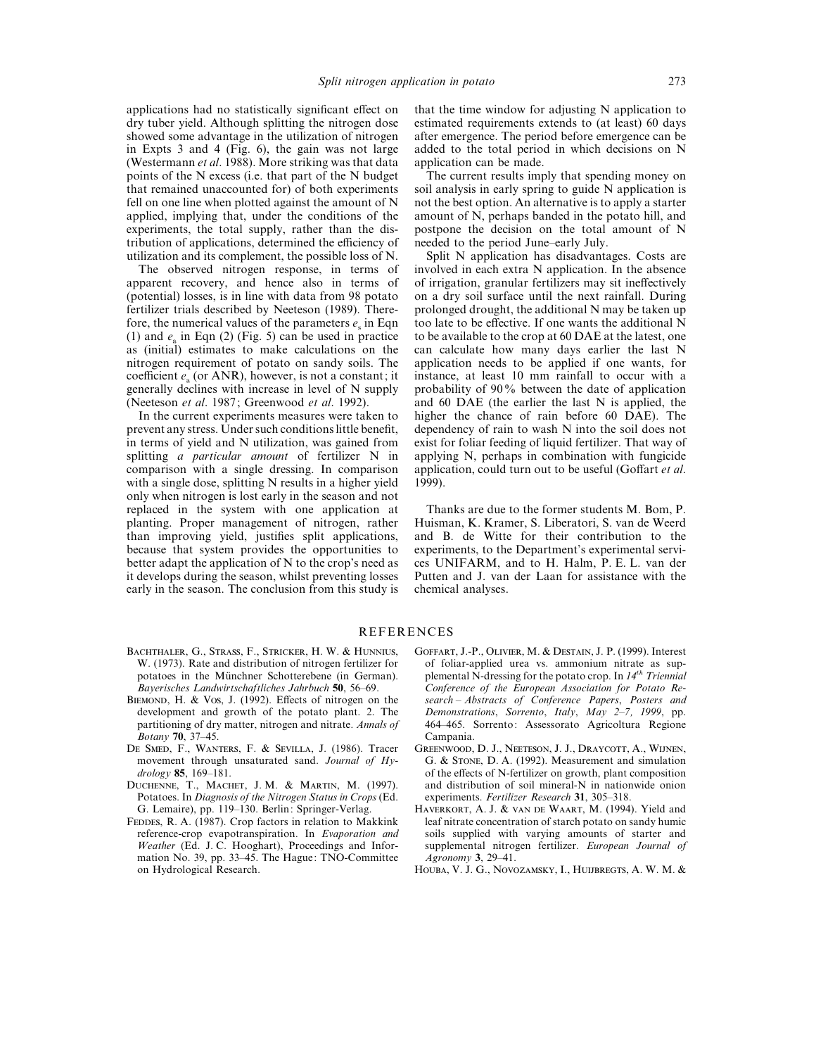applications had no statistically significant effect on dry tuber yield. Although splitting the nitrogen dose showed some advantage in the utilization of nitrogen in Expts 3 and 4 (Fig. 6), the gain was not large (Westermann *et al*. 1988). More striking was that data points of the N excess (i.e. that part of the N budget that remained unaccounted for) of both experiments fell on one line when plotted against the amount of N applied, implying that, under the conditions of the experiments, the total supply, rather than the distribution of applications, determined the efficiency of utilization and its complement, the possible loss of N.

The observed nitrogen response, in terms of apparent recovery, and hence also in terms of (potential) losses, is in line with data from 98 potato fertilizer trials described by Neeteson (1989). Therefore, the numerical values of the parameters $e_s$ in Eqn (1) and $e_a$ in Eqn (2) (Fig. 5) can be used in practice as (initial) estimates to make calculations on the nitrogen requirement of potato on sandy soils. The coefficient $e_a$ (or ANR), however, is not a constant; it generally declines with increase in level of N supply (Neeteson *et al*. 1987; Greenwood *et al*. 1992).

In the current experiments measures were taken to prevent any stress. Under such conditions little benefit, in terms of yield and N utilization, was gained from splitting *a particular amount* of fertilizer N in comparison with a single dressing. In comparison with a single dose, splitting N results in a higher yield only when nitrogen is lost early in the season and not replaced in the system with one application at planting. Proper management of nitrogen, rather than improving yield, justifies split applications, because that system provides the opportunities to better adapt the application of N to the crop's need as it develops during the season, whilst preventing losses early in the season. The conclusion from this study is that the time window for adjusting N application to estimated requirements extends to (at least) 60 days after emergence. The period before emergence can be added to the total period in which decisions on N application can be made.

The current results imply that spending money on soil analysis in early spring to guide N application is not the best option. An alternative is to apply a starter amount of N, perhaps banded in the potato hill, and postpone the decision on the total amount of N needed to the period June–early July.

Split N application has disadvantages. Costs are involved in each extra N application. In the absence of irrigation, granular fertilizers may sit ineffectively on a dry soil surface until the next rainfall. During prolonged drought, the additional N may be taken up too late to be effective. If one wants the additional N to be available to the crop at 60 DAE at the latest, one can calculate how many days earlier the last N application needs to be applied if one wants, for instance, at least 10 mm rainfall to occur with a probability of 90% between the date of application and 60 DAE (the earlier the last N is applied, the higher the chance of rain before 60 DAE). The dependency of rain to wash N into the soil does not exist for foliar feeding of liquid fertilizer. That way of applying N, perhaps in combination with fungicide application, could turn out to be useful (Goffart *et al*. 1999).

Thanks are due to the former students M. Bom, P. Huisman, K. Kramer, S. Liberatori, S. van de Weerd and B. de Witte for their contribution to the experiments, to the Department's experimental services UNIFARM, and to H. Halm, P. E. L. van der Putten and J. van der Laan for assistance with the chemical analyses.

## REFERENCES

Bachthaler, G., Strass, F., Stricker, H. W. & Hunnius, W. (1973). Rate and distribution of nitrogen fertilizer for potatoes in the Münchner Schotterebene (in German). *Bayerisches Landwirtschaftliches Jahrbuch* **50**, 56–69.

Biemond, H. & Vos, J. (1992). Effects of nitrogen on the development and growth of the potato plant. 2. The partitioning of dry matter, nitrogen and nitrate. *Annals of Botany* **70**, 37–45.

De Smed, F., Wanters, F. & Sevilla, J. (1986). Tracer movement through unsaturated sand. *Journal of Hydrology* **85**, 169–181.

Duchenne, T., Machet, J. M. & Martin, M. (1997). Potatoes. In *Diagnosis of the Nitrogen Status in Crops* (Ed. G. Lemaire), pp. 119–130. Berlin: Springer-Verlag.

Feddes, R. A. (1987). Crop factors in relation to Makkink reference-crop evapotranspiration. In *Evaporation and Weather* (Ed. J. C. Hooghart), Proceedings and Information No. 39, pp. 33–45. The Hague: TNO-Committee on Hydrological Research.

Goffart, J.-P., Olivier, M. & Destain, J. P. (1999). Interest of foliar-applied urea vs. ammonium nitrate as supplemental N-dressing for the potato crop. In *14th Triennial Conference of the European Association for Potato Research – Abstracts of Conference Papers, Posters and Demonstrations, Sorrento, Italy, May 2–7, 1999*, pp. 464–465. Sorrento: Assessorato Agricoltura Regione Campania.

Greenwood, D. J., Neeteson, J. J., Draycott, A., Wijnen, G. & Stone, D. A. (1992). Measurement and simulation of the effects of N-fertilizer on growth, plant composition and distribution of soil mineral-N in nationwide onion experiments. *Fertilizer Research* **31**, 305–318.

Haverkort, A. J. & van de Waart, M. (1994). Yield and leaf nitrate concentration of starch potato on sandy humic soils supplied with varying amounts of starter and supplemental nitrogen fertilizer. *European Journal of Agronomy* **3**, 29–41.

Houba, V. J. G., Novozamsky, I., Huijbregts, A. W. M. &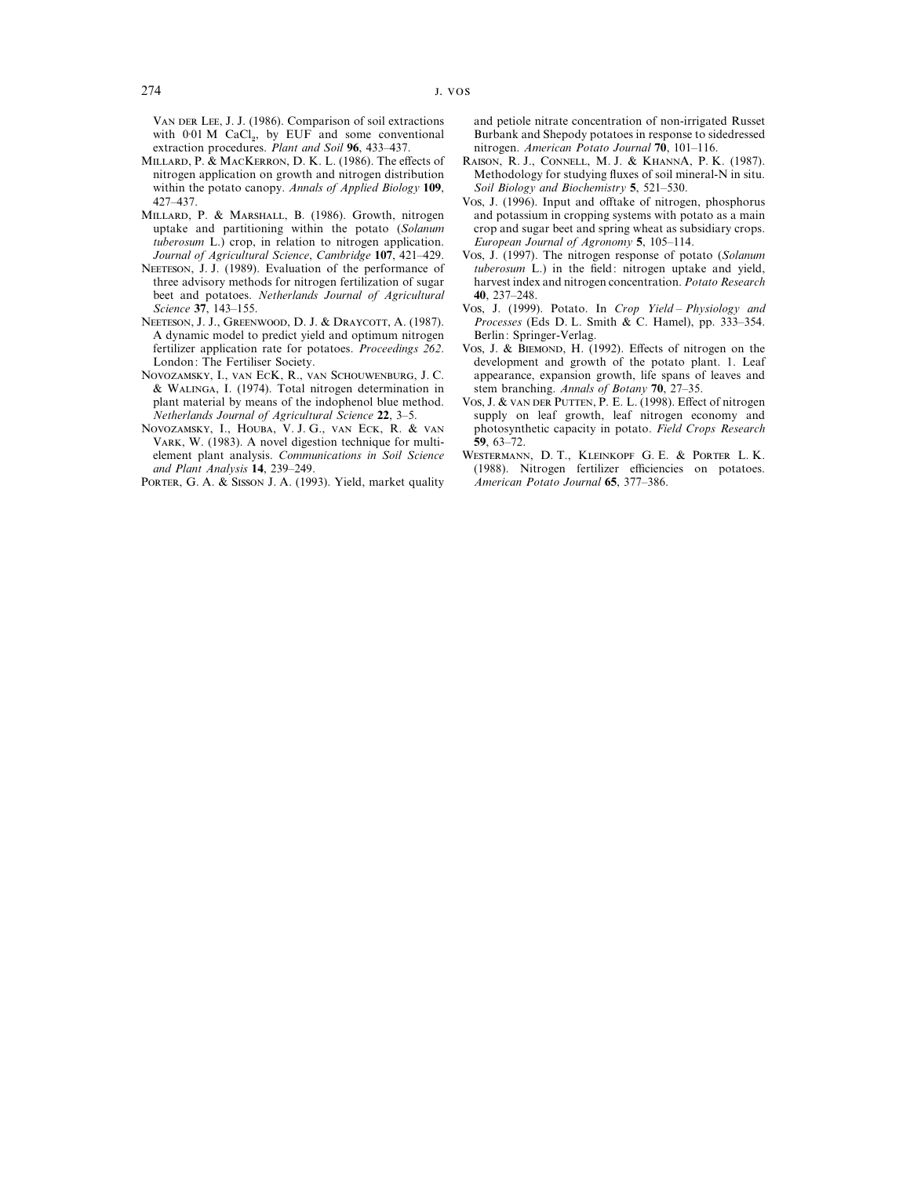Van der Lee, J. J. (1986). Comparison of soil extractions with 0·01 M $CaCl_2$, by EUF and some conventional extraction procedures. *Plant and Soil* **96**, 433–437.

Millard, P. & MacKerron, D. K. L. (1986). The effects of nitrogen application on growth and nitrogen distribution within the potato canopy. *Annals of Applied Biology* **109**, 427–437.

Millard, P. & Marshall, B. (1986). Growth, nitrogen uptake and partitioning within the potato (*Solanum tuberosum* L.) crop, in relation to nitrogen application. *Journal of Agricultural Science, Cambridge* **107**, 421–429.

Neeteson, J. J. (1989). Evaluation of the performance of three advisory methods for nitrogen fertilization of sugar beet and potatoes. *Netherlands Journal of Agricultural Science* **37**, 143–155.

Neeteson, J. J., Greenwood, D. J. & Draycott, A. (1987). A dynamic model to predict yield and optimum nitrogen fertilizer application rate for potatoes. *Proceedings 262*. London: The Fertiliser Society.

Novozamsky, I., van Eck, R., van Schouwenburg, J. C. & Walinga, I. (1974). Total nitrogen determination in plant material by means of the indophenol blue method. *Netherlands Journal of Agricultural Science* **22**, 3–5.

Novozamsky, I., Houba, V. J. G., van Eck, R. & van Vark, W. (1983). A novel digestion technique for multi-element plant analysis. *Communications in Soil Science and Plant Analysis* **14**, 239–249.

Porter, G. A. & Sisson J. A. (1993). Yield, market quality and petiole nitrate concentration of non-irrigated Russet Burbank and Shepody potatoes in response to sidedressed nitrogen. *American Potato Journal* **70**, 101–116.

Raison, R. J., Connell, M. J. & Khanna, P. K. (1987). Methodology for studying fluxes of soil mineral-N in situ. *Soil Biology and Biochemistry* **5**, 521–530.

Vos, J. (1996). Input and offtake of nitrogen, phosphorus and potassium in cropping systems with potato as a main crop and sugar beet and spring wheat as subsidiary crops. *European Journal of Agronomy* **5**, 105–114.

Vos, J. (1997). The nitrogen response of potato (*Solanum tuberosum* L.) in the field: nitrogen uptake and yield, harvest index and nitrogen concentration. *Potato Research* **40**, 237–248.

Vos, J. (1999). Potato. In *Crop Yield – Physiology and Processes* (Eds D. L. Smith & C. Hamel), pp. 333–354. Berlin: Springer-Verlag.

Vos, J. & Biemond, H. (1992). Effects of nitrogen on the development and growth of the potato plant. 1. Leaf appearance, expansion growth, life spans of leaves and stem branching. *Annals of Botany* **70**, 27–35.

Vos, J. & van der Putten, P. E. L. (1998). Effect of nitrogen supply on leaf growth, leaf nitrogen economy and photosynthetic capacity in potato. *Field Crops Research* **59**, 63–72.

Westermann, D. T., Kleinkopf G. E. & Porter L. K. (1988). Nitrogen fertilizer efficiencies on potatoes. *American Potato Journal* **65**, 377–386.